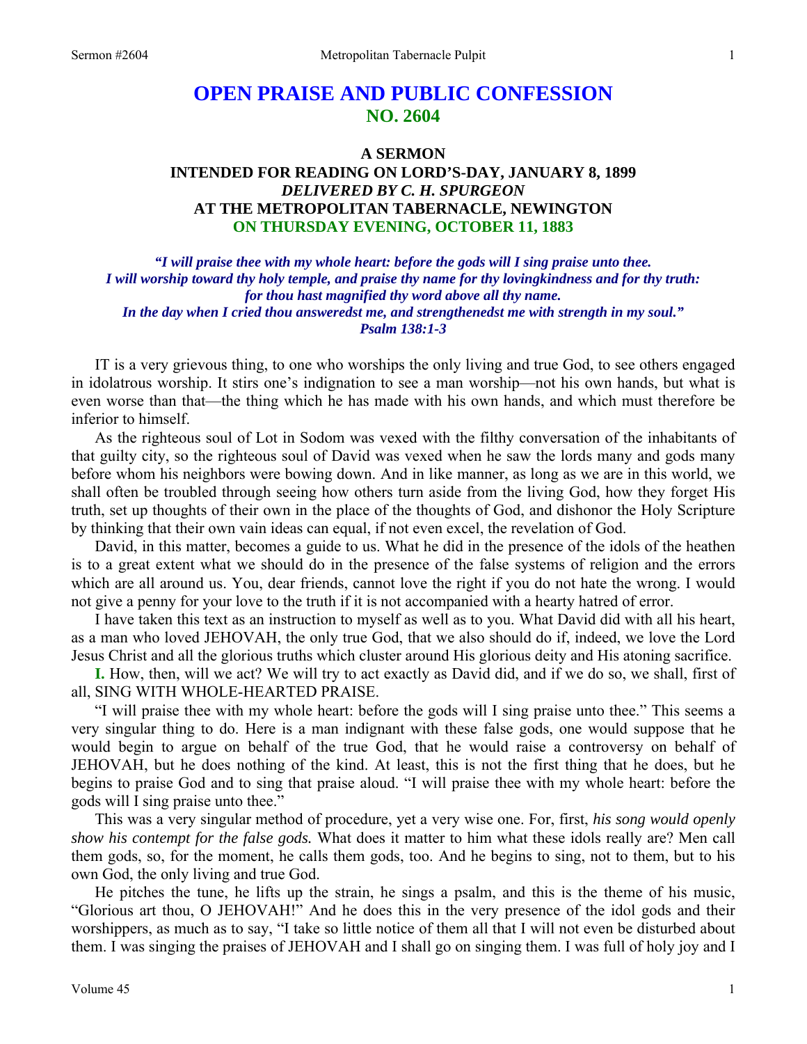# OPEN PRAISE AND PUBLIC CONFESSION
## NO. 2604

### A SERMON
### INTENDED FOR READING ON LORD'S-DAY, JANUARY 8, 1899
### *DELIVERED BY C. H. SPURGEON*
### AT THE METROPOLITAN TABERNACLE, NEWINGTON
### ON THURSDAY EVENING, OCTOBER 11, 1883

*"I will praise thee with my whole heart: before the gods will I sing praise unto thee.*
*I will worship toward thy holy temple, and praise thy name for thy lovingkindness and for thy truth:*
*for thou hast magnified thy word above all thy name.*
*In the day when I cried thou answeredst me, and strengthenedst me with strength in my soul."*
*Psalm 138:1-3*

IT is a very grievous thing, to one who worships the only living and true God, to see others engaged in idolatrous worship. It stirs one's indignation to see a man worship—not his own hands, but what is even worse than that—the thing which he has made with his own hands, and which must therefore be inferior to himself.

As the righteous soul of Lot in Sodom was vexed with the filthy conversation of the inhabitants of that guilty city, so the righteous soul of David was vexed when he saw the lords many and gods many before whom his neighbors were bowing down. And in like manner, as long as we are in this world, we shall often be troubled through seeing how others turn aside from the living God, how they forget His truth, set up thoughts of their own in the place of the thoughts of God, and dishonor the Holy Scripture by thinking that their own vain ideas can equal, if not even excel, the revelation of God.

David, in this matter, becomes a guide to us. What he did in the presence of the idols of the heathen is to a great extent what we should do in the presence of the false systems of religion and the errors which are all around us. You, dear friends, cannot love the right if you do not hate the wrong. I would not give a penny for your love to the truth if it is not accompanied with a hearty hatred of error.

I have taken this text as an instruction to myself as well as to you. What David did with all his heart, as a man who loved JEHOVAH, the only true God, that we also should do if, indeed, we love the Lord Jesus Christ and all the glorious truths which cluster around His glorious deity and His atoning sacrifice.

**I.** How, then, will we act? We will try to act exactly as David did, and if we do so, we shall, first of all, SING WITH WHOLE-HEARTED PRAISE.

"I will praise thee with my whole heart: before the gods will I sing praise unto thee." This seems a very singular thing to do. Here is a man indignant with these false gods, one would suppose that he would begin to argue on behalf of the true God, that he would raise a controversy on behalf of JEHOVAH, but he does nothing of the kind. At least, this is not the first thing that he does, but he begins to praise God and to sing that praise aloud. "I will praise thee with my whole heart: before the gods will I sing praise unto thee."

This was a very singular method of procedure, yet a very wise one. For, first, *his song would openly show his contempt for the false gods.* What does it matter to him what these idols really are? Men call them gods, so, for the moment, he calls them gods, too. And he begins to sing, not to them, but to his own God, the only living and true God.

He pitches the tune, he lifts up the strain, he sings a psalm, and this is the theme of his music, "Glorious art thou, O JEHOVAH!" And he does this in the very presence of the idol gods and their worshippers, as much as to say, "I take so little notice of them all that I will not even be disturbed about them. I was singing the praises of JEHOVAH and I shall go on singing them. I was full of holy joy and I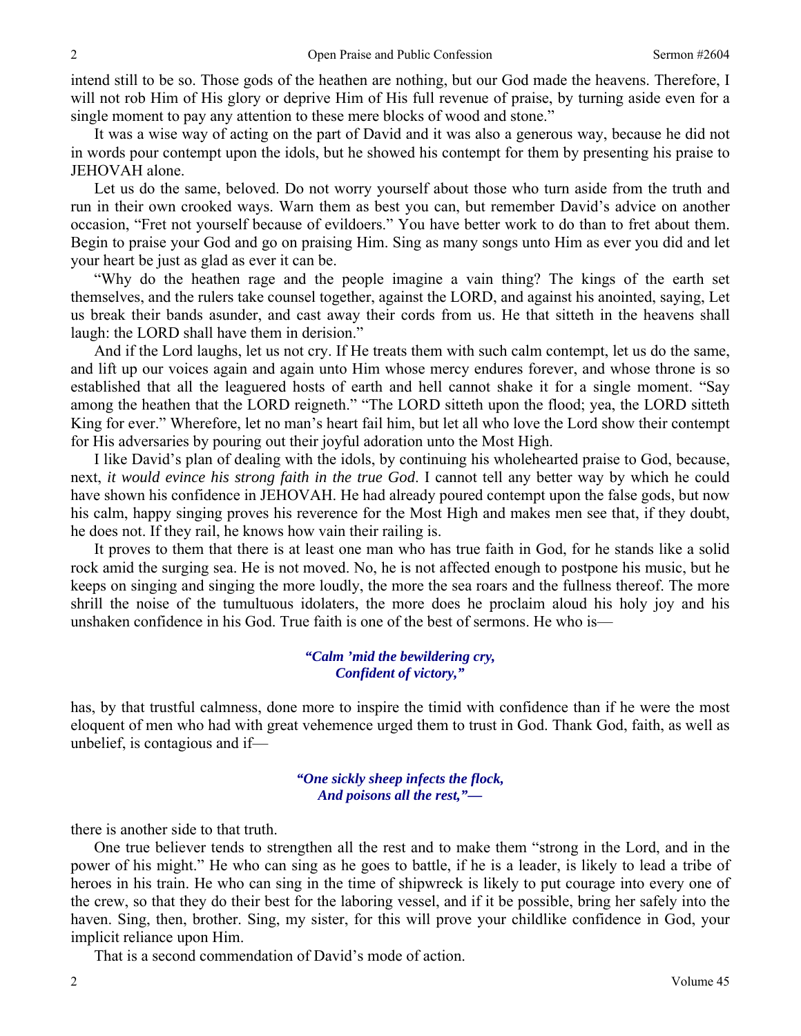intend still to be so. Those gods of the heathen are nothing, but our God made the heavens. Therefore, I will not rob Him of His glory or deprive Him of His full revenue of praise, by turning aside even for a single moment to pay any attention to these mere blocks of wood and stone."

It was a wise way of acting on the part of David and it was also a generous way, because he did not in words pour contempt upon the idols, but he showed his contempt for them by presenting his praise to JEHOVAH alone.

Let us do the same, beloved. Do not worry yourself about those who turn aside from the truth and run in their own crooked ways. Warn them as best you can, but remember David's advice on another occasion, "Fret not yourself because of evildoers." You have better work to do than to fret about them. Begin to praise your God and go on praising Him. Sing as many songs unto Him as ever you did and let your heart be just as glad as ever it can be.

"Why do the heathen rage and the people imagine a vain thing? The kings of the earth set themselves, and the rulers take counsel together, against the LORD, and against his anointed, saying, Let us break their bands asunder, and cast away their cords from us. He that sitteth in the heavens shall laugh: the LORD shall have them in derision."

And if the Lord laughs, let us not cry. If He treats them with such calm contempt, let us do the same, and lift up our voices again and again unto Him whose mercy endures forever, and whose throne is so established that all the leagued hosts of earth and hell cannot shake it for a single moment. "Say among the heathen that the LORD reigneth." "The LORD sitteth upon the flood; yea, the LORD sitteth King for ever." Wherefore, let no man's heart fail him, but let all who love the Lord show their contempt for His adversaries by pouring out their joyful adoration unto the Most High.

I like David's plan of dealing with the idols, by continuing his wholehearted praise to God, because, next, *it would evince his strong faith in the true God*. I cannot tell any better way by which he could have shown his confidence in JEHOVAH. He had already poured contempt upon the false gods, but now his calm, happy singing proves his reverence for the Most High and makes men see that, if they doubt, he does not. If they rail, he knows how vain their railing is.

It proves to them that there is at least one man who has true faith in God, for he stands like a solid rock amid the surging sea. He is not moved. No, he is not affected enough to postpone his music, but he keeps on singing and singing the more loudly, the more the sea roars and the fullness thereof. The more shrill the noise of the tumultuous idolaters, the more does he proclaim aloud his holy joy and his unshaken confidence in his God. True faith is one of the best of sermons. He who is—

> ***"Calm 'mid the bewildering cry,***
> ***Confident of victory,"***

has, by that trustful calmness, done more to inspire the timid with confidence than if he were the most eloquent of men who had with great vehemence urged them to trust in God. Thank God, faith, as well as unbelief, is contagious and if—

> ***"One sickly sheep infects the flock,***
> ***And poisons all the rest,"—***

there is another side to that truth.

One true believer tends to strengthen all the rest and to make them "strong in the Lord, and in the power of his might." He who can sing as he goes to battle, if he is a leader, is likely to lead a tribe of heroes in his train. He who can sing in the time of shipwreck is likely to put courage into every one of the crew, so that they do their best for the laboring vessel, and if it be possible, bring her safely into the haven. Sing, then, brother. Sing, my sister, for this will prove your childlike confidence in God, your implicit reliance upon Him.

That is a second commendation of David's mode of action.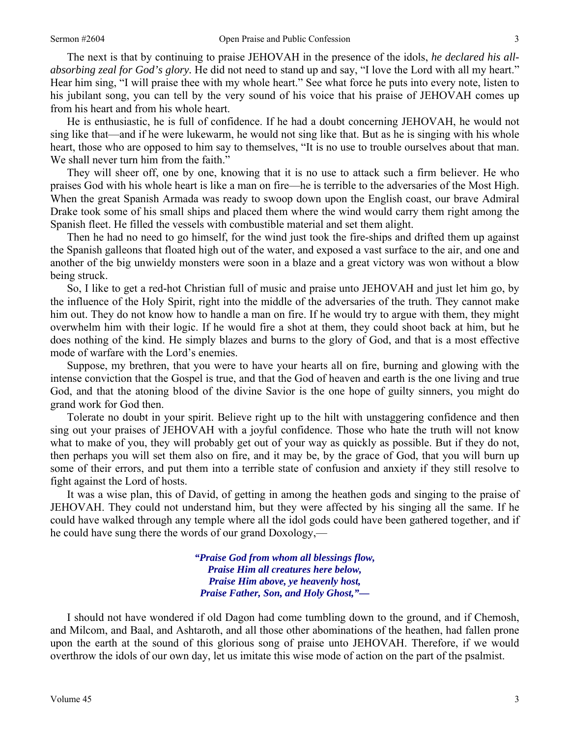The next is that by continuing to praise JEHOVAH in the presence of the idols, *he declared his all-absorbing zeal for God's glory*. He did not need to stand up and say, "I love the Lord with all my heart." Hear him sing, "I will praise thee with my whole heart." See what force he puts into every note, listen to his jubilant song, you can tell by the very sound of his voice that his praise of JEHOVAH comes up from his heart and from his whole heart.

He is enthusiastic, he is full of confidence. If he had a doubt concerning JEHOVAH, he would not sing like that—and if he were lukewarm, he would not sing like that. But as he is singing with his whole heart, those who are opposed to him say to themselves, "It is no use to trouble ourselves about that man. We shall never turn him from the faith."

They will sheer off, one by one, knowing that it is no use to attack such a firm believer. He who praises God with his whole heart is like a man on fire—he is terrible to the adversaries of the Most High. When the great Spanish Armada was ready to swoop down upon the English coast, our brave Admiral Drake took some of his small ships and placed them where the wind would carry them right among the Spanish fleet. He filled the vessels with combustible material and set them alight.

Then he had no need to go himself, for the wind just took the fire-ships and drifted them up against the Spanish galleons that floated high out of the water, and exposed a vast surface to the air, and one and another of the big unwieldy monsters were soon in a blaze and a great victory was won without a blow being struck.

So, I like to get a red-hot Christian full of music and praise unto JEHOVAH and just let him go, by the influence of the Holy Spirit, right into the middle of the adversaries of the truth. They cannot make him out. They do not know how to handle a man on fire. If he would try to argue with them, they might overwhelm him with their logic. If he would fire a shot at them, they could shoot back at him, but he does nothing of the kind. He simply blazes and burns to the glory of God, and that is a most effective mode of warfare with the Lord's enemies.

Suppose, my brethren, that you were to have your hearts all on fire, burning and glowing with the intense conviction that the Gospel is true, and that the God of heaven and earth is the one living and true God, and that the atoning blood of the divine Savior is the one hope of guilty sinners, you might do grand work for God then.

Tolerate no doubt in your spirit. Believe right up to the hilt with unstaggering confidence and then sing out your praises of JEHOVAH with a joyful confidence. Those who hate the truth will not know what to make of you, they will probably get out of your way as quickly as possible. But if they do not, then perhaps you will set them also on fire, and it may be, by the grace of God, that you will burn up some of their errors, and put them into a terrible state of confusion and anxiety if they still resolve to fight against the Lord of hosts.

It was a wise plan, this of David, of getting in among the heathen gods and singing to the praise of JEHOVAH. They could not understand him, but they were affected by his singing all the same. If he could have walked through any temple where all the idol gods could have been gathered together, and if he could have sung there the words of our grand Doxology,—

> ***"Praise God from whom all blessings flow,***
> ***Praise Him all creatures here below,***
> ***Praise Him above, ye heavenly host,***
> ***Praise Father, Son, and Holy Ghost,"—***

I should not have wondered if old Dagon had come tumbling down to the ground, and if Chemosh, and Milcom, and Baal, and Ashtaroth, and all those other abominations of the heathen, had fallen prone upon the earth at the sound of this glorious song of praise unto JEHOVAH. Therefore, if we would overthrow the idols of our own day, let us imitate this wise mode of action on the part of the psalmist.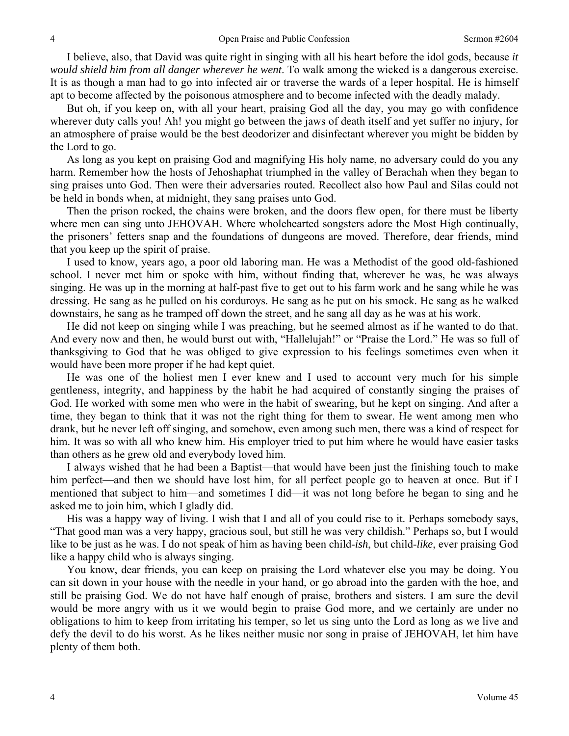I believe, also, that David was quite right in singing with all his heart before the idol gods, because *it would shield him from all danger wherever he went*. To walk among the wicked is a dangerous exercise. It is as though a man had to go into infected air or traverse the wards of a leper hospital. He is himself apt to become affected by the poisonous atmosphere and to become infected with the deadly malady.

But oh, if you keep on, with all your heart, praising God all the day, you may go with confidence wherever duty calls you! Ah! you might go between the jaws of death itself and yet suffer no injury, for an atmosphere of praise would be the best deodorizer and disinfectant wherever you might be bidden by the Lord to go.

As long as you kept on praising God and magnifying His holy name, no adversary could do you any harm. Remember how the hosts of Jehoshaphat triumphed in the valley of Berachah when they began to sing praises unto God. Then were their adversaries routed. Recollect also how Paul and Silas could not be held in bonds when, at midnight, they sang praises unto God.

Then the prison rocked, the chains were broken, and the doors flew open, for there must be liberty where men can sing unto JEHOVAH. Where wholehearted songsters adore the Most High continually, the prisoners' fetters snap and the foundations of dungeons are moved. Therefore, dear friends, mind that you keep up the spirit of praise.

I used to know, years ago, a poor old laboring man. He was a Methodist of the good old-fashioned school. I never met him or spoke with him, without finding that, wherever he was, he was always singing. He was up in the morning at half-past five to get out to his farm work and he sang while he was dressing. He sang as he pulled on his corduroys. He sang as he put on his smock. He sang as he walked downstairs, he sang as he tramped off down the street, and he sang all day as he was at his work.

He did not keep on singing while I was preaching, but he seemed almost as if he wanted to do that. And every now and then, he would burst out with, "Hallelujah!" or "Praise the Lord." He was so full of thanksgiving to God that he was obliged to give expression to his feelings sometimes even when it would have been more proper if he had kept quiet.

He was one of the holiest men I ever knew and I used to account very much for his simple gentleness, integrity, and happiness by the habit he had acquired of constantly singing the praises of God. He worked with some men who were in the habit of swearing, but he kept on singing. And after a time, they began to think that it was not the right thing for them to swear. He went among men who drank, but he never left off singing, and somehow, even among such men, there was a kind of respect for him. It was so with all who knew him. His employer tried to put him where he would have easier tasks than others as he grew old and everybody loved him.

I always wished that he had been a Baptist—that would have been just the finishing touch to make him perfect—and then we should have lost him, for all perfect people go to heaven at once. But if I mentioned that subject to him—and sometimes I did—it was not long before he began to sing and he asked me to join him, which I gladly did.

His was a happy way of living. I wish that I and all of you could rise to it. Perhaps somebody says, "That good man was a very happy, gracious soul, but still he was very childish." Perhaps so, but I would like to be just as he was. I do not speak of him as having been child-*ish*, but child-*like*, ever praising God like a happy child who is always singing.

You know, dear friends, you can keep on praising the Lord whatever else you may be doing. You can sit down in your house with the needle in your hand, or go abroad into the garden with the hoe, and still be praising God. We do not have half enough of praise, brothers and sisters. I am sure the devil would be more angry with us it we would begin to praise God more, and we certainly are under no obligations to him to keep from irritating his temper, so let us sing unto the Lord as long as we live and defy the devil to do his worst. As he likes neither music nor song in praise of JEHOVAH, let him have plenty of them both.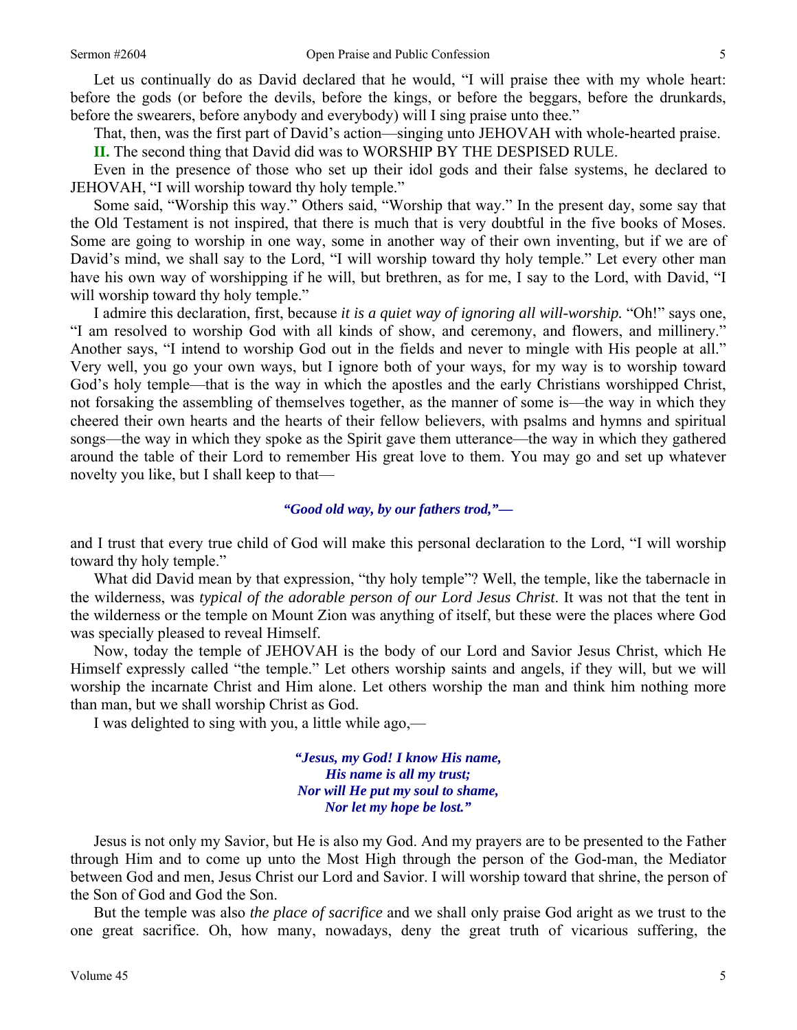Let us continually do as David declared that he would, "I will praise thee with my whole heart: before the gods (or before the devils, before the kings, or before the beggars, before the drunkards, before the swearers, before anybody and everybody) will I sing praise unto thee."

That, then, was the first part of David's action—singing unto JEHOVAH with whole-hearted praise.

**II.** The second thing that David did was to WORSHIP BY THE DESPISED RULE.

Even in the presence of those who set up their idol gods and their false systems, he declared to JEHOVAH, "I will worship toward thy holy temple."

Some said, "Worship this way." Others said, "Worship that way." In the present day, some say that the Old Testament is not inspired, that there is much that is very doubtful in the five books of Moses. Some are going to worship in one way, some in another way of their own inventing, but if we are of David's mind, we shall say to the Lord, "I will worship toward thy holy temple." Let every other man have his own way of worshipping if he will, but brethren, as for me, I say to the Lord, with David, "I will worship toward thy holy temple."

I admire this declaration, first, because *it is a quiet way of ignoring all will-worship.* "Oh!" says one, "I am resolved to worship God with all kinds of show, and ceremony, and flowers, and millinery." Another says, "I intend to worship God out in the fields and never to mingle with His people at all." Very well, you go your own ways, but I ignore both of your ways, for my way is to worship toward God's holy temple—that is the way in which the apostles and the early Christians worshipped Christ, not forsaking the assembling of themselves together, as the manner of some is—the way in which they cheered their own hearts and the hearts of their fellow believers, with psalms and hymns and spiritual songs—the way in which they spoke as the Spirit gave them utterance—the way in which they gathered around the table of their Lord to remember His great love to them. You may go and set up whatever novelty you like, but I shall keep to that—

> ***"Good old way, by our fathers trod,"—***

and I trust that every true child of God will make this personal declaration to the Lord, "I will worship toward thy holy temple."

What did David mean by that expression, "thy holy temple"? Well, the temple, like the tabernacle in the wilderness, was *typical of the adorable person of our Lord Jesus Christ*. It was not that the tent in the wilderness or the temple on Mount Zion was anything of itself, but these were the places where God was specially pleased to reveal Himself.

Now, today the temple of JEHOVAH is the body of our Lord and Savior Jesus Christ, which He Himself expressly called "the temple." Let others worship saints and angels, if they will, but we will worship the incarnate Christ and Him alone. Let others worship the man and think him nothing more than man, but we shall worship Christ as God.

I was delighted to sing with you, a little while ago,—

> ***"Jesus, my God! I know His name,***
> ***His name is all my trust;***
> ***Nor will He put my soul to shame,***
> ***Nor let my hope be lost."***

Jesus is not only my Savior, but He is also my God. And my prayers are to be presented to the Father through Him and to come up unto the Most High through the person of the God-man, the Mediator between God and men, Jesus Christ our Lord and Savior. I will worship toward that shrine, the person of the Son of God and God the Son.

But the temple was also *the place of sacrifice* and we shall only praise God aright as we trust to the one great sacrifice. Oh, how many, nowadays, deny the great truth of vicarious suffering, the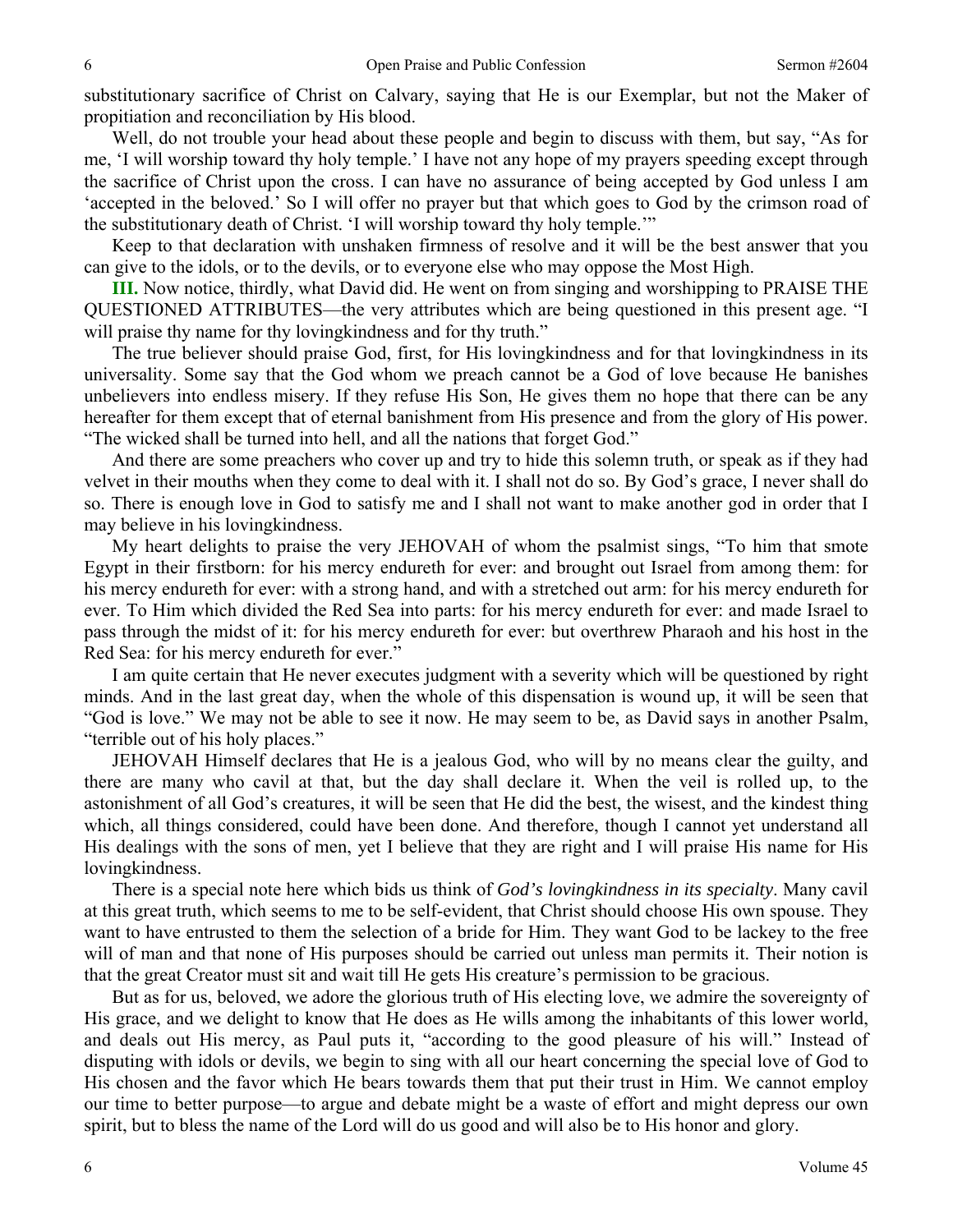substitutionary sacrifice of Christ on Calvary, saying that He is our Exemplar, but not the Maker of propitiation and reconciliation by His blood.

Well, do not trouble your head about these people and begin to discuss with them, but say, "As for me, 'I will worship toward thy holy temple.' I have not any hope of my prayers speeding except through the sacrifice of Christ upon the cross. I can have no assurance of being accepted by God unless I am 'accepted in the beloved.' So I will offer no prayer but that which goes to God by the crimson road of the substitutionary death of Christ. 'I will worship toward thy holy temple.'"

Keep to that declaration with unshaken firmness of resolve and it will be the best answer that you can give to the idols, or to the devils, or to everyone else who may oppose the Most High.

**III.** Now notice, thirdly, what David did. He went on from singing and worshipping to PRAISE THE QUESTIONED ATTRIBUTES—the very attributes which are being questioned in this present age. "I will praise thy name for thy lovingkindness and for thy truth."

The true believer should praise God, first, for His lovingkindness and for that lovingkindness in its universality. Some say that the God whom we preach cannot be a God of love because He banishes unbelievers into endless misery. If they refuse His Son, He gives them no hope that there can be any hereafter for them except that of eternal banishment from His presence and from the glory of His power. "The wicked shall be turned into hell, and all the nations that forget God."

And there are some preachers who cover up and try to hide this solemn truth, or speak as if they had velvet in their mouths when they come to deal with it. I shall not do so. By God's grace, I never shall do so. There is enough love in God to satisfy me and I shall not want to make another god in order that I may believe in his lovingkindness.

My heart delights to praise the very JEHOVAH of whom the psalmist sings, "To him that smote Egypt in their firstborn: for his mercy endureth for ever: and brought out Israel from among them: for his mercy endureth for ever: with a strong hand, and with a stretched out arm: for his mercy endureth for ever. To Him which divided the Red Sea into parts: for his mercy endureth for ever: and made Israel to pass through the midst of it: for his mercy endureth for ever: but overthrew Pharaoh and his host in the Red Sea: for his mercy endureth for ever."

I am quite certain that He never executes judgment with a severity which will be questioned by right minds. And in the last great day, when the whole of this dispensation is wound up, it will be seen that "God is love." We may not be able to see it now. He may seem to be, as David says in another Psalm, "terrible out of his holy places."

JEHOVAH Himself declares that He is a jealous God, who will by no means clear the guilty, and there are many who cavil at that, but the day shall declare it. When the veil is rolled up, to the astonishment of all God's creatures, it will be seen that He did the best, the wisest, and the kindest thing which, all things considered, could have been done. And therefore, though I cannot yet understand all His dealings with the sons of men, yet I believe that they are right and I will praise His name for His lovingkindness.

There is a special note here which bids us think of *God's lovingkindness in its specialty*. Many cavil at this great truth, which seems to me to be self-evident, that Christ should choose His own spouse. They want to have entrusted to them the selection of a bride for Him. They want God to be lackey to the free will of man and that none of His purposes should be carried out unless man permits it. Their notion is that the great Creator must sit and wait till He gets His creature's permission to be gracious.

But as for us, beloved, we adore the glorious truth of His electing love, we admire the sovereignty of His grace, and we delight to know that He does as He wills among the inhabitants of this lower world, and deals out His mercy, as Paul puts it, "according to the good pleasure of his will." Instead of disputing with idols or devils, we begin to sing with all our heart concerning the special love of God to His chosen and the favor which He bears towards them that put their trust in Him. We cannot employ our time to better purpose—to argue and debate might be a waste of effort and might depress our own spirit, but to bless the name of the Lord will do us good and will also be to His honor and glory.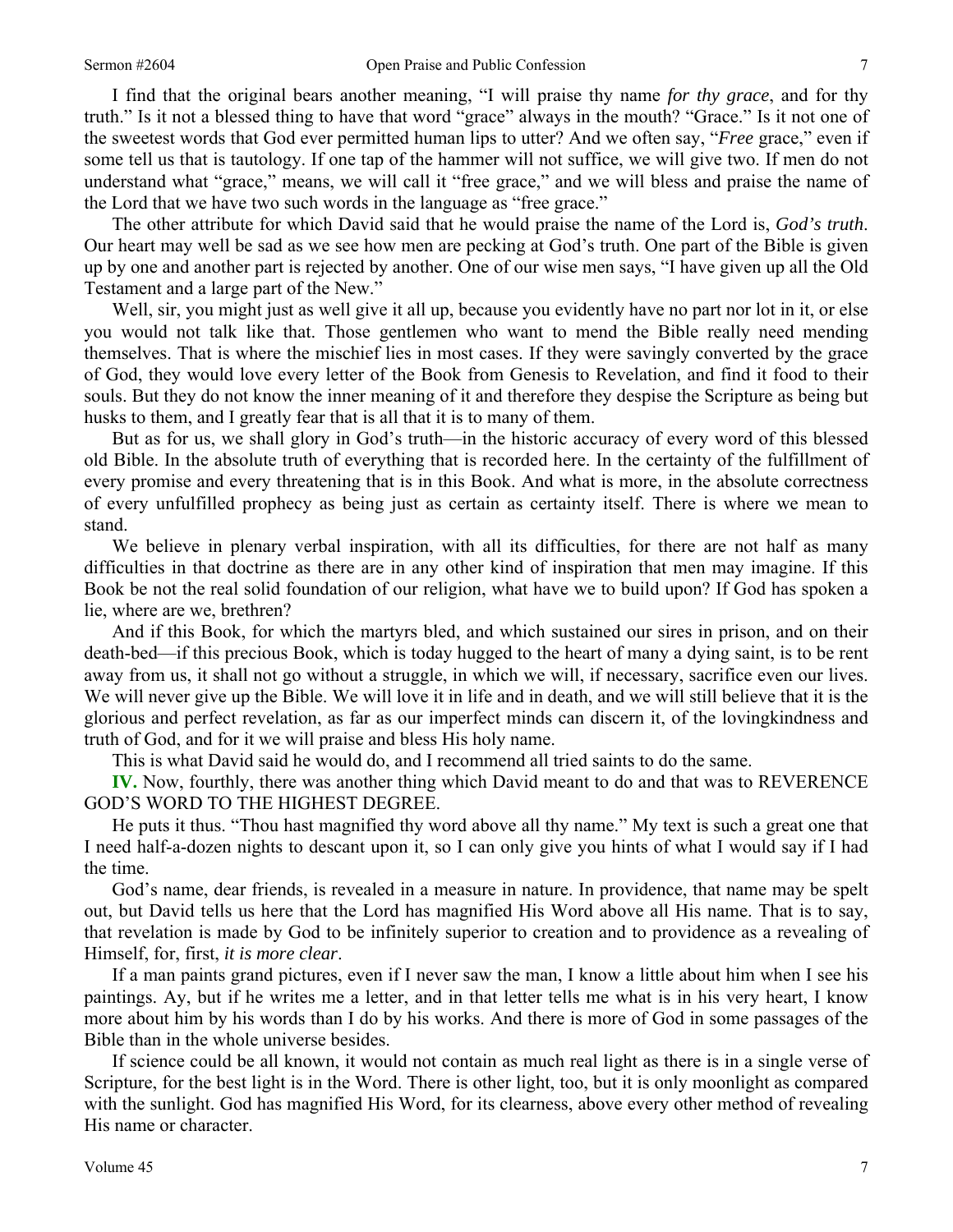I find that the original bears another meaning, "I will praise thy name *for thy grace*, and for thy truth." Is it not a blessed thing to have that word "grace" always in the mouth? "Grace." Is it not one of the sweetest words that God ever permitted human lips to utter? And we often say, "*Free* grace," even if some tell us that is tautology. If one tap of the hammer will not suffice, we will give two. If men do not understand what "grace," means, we will call it "free grace," and we will bless and praise the name of the Lord that we have two such words in the language as "free grace."

The other attribute for which David said that he would praise the name of the Lord is, *God's truth*. Our heart may well be sad as we see how men are pecking at God's truth. One part of the Bible is given up by one and another part is rejected by another. One of our wise men says, "I have given up all the Old Testament and a large part of the New."

Well, sir, you might just as well give it all up, because you evidently have no part nor lot in it, or else you would not talk like that. Those gentlemen who want to mend the Bible really need mending themselves. That is where the mischief lies in most cases. If they were savingly converted by the grace of God, they would love every letter of the Book from Genesis to Revelation, and find it food to their souls. But they do not know the inner meaning of it and therefore they despise the Scripture as being but husks to them, and I greatly fear that is all that it is to many of them.

But as for us, we shall glory in God's truth—in the historic accuracy of every word of this blessed old Bible. In the absolute truth of everything that is recorded here. In the certainty of the fulfillment of every promise and every threatening that is in this Book. And what is more, in the absolute correctness of every unfulfilled prophecy as being just as certain as certainty itself. There is where we mean to stand.

We believe in plenary verbal inspiration, with all its difficulties, for there are not half as many difficulties in that doctrine as there are in any other kind of inspiration that men may imagine. If this Book be not the real solid foundation of our religion, what have we to build upon? If God has spoken a lie, where are we, brethren?

And if this Book, for which the martyrs bled, and which sustained our sires in prison, and on their death-bed—if this precious Book, which is today hugged to the heart of many a dying saint, is to be rent away from us, it shall not go without a struggle, in which we will, if necessary, sacrifice even our lives. We will never give up the Bible. We will love it in life and in death, and we will still believe that it is the glorious and perfect revelation, as far as our imperfect minds can discern it, of the lovingkindness and truth of God, and for it we will praise and bless His holy name.

This is what David said he would do, and I recommend all tried saints to do the same.

**IV.** Now, fourthly, there was another thing which David meant to do and that was to REVERENCE GOD'S WORD TO THE HIGHEST DEGREE.

He puts it thus. "Thou hast magnified thy word above all thy name." My text is such a great one that I need half-a-dozen nights to descant upon it, so I can only give you hints of what I would say if I had the time.

God's name, dear friends, is revealed in a measure in nature. In providence, that name may be spelt out, but David tells us here that the Lord has magnified His Word above all His name. That is to say, that revelation is made by God to be infinitely superior to creation and to providence as a revealing of Himself, for, first, *it is more clear*.

If a man paints grand pictures, even if I never saw the man, I know a little about him when I see his paintings. Ay, but if he writes me a letter, and in that letter tells me what is in his very heart, I know more about him by his words than I do by his works. And there is more of God in some passages of the Bible than in the whole universe besides.

If science could be all known, it would not contain as much real light as there is in a single verse of Scripture, for the best light is in the Word. There is other light, too, but it is only moonlight as compared with the sunlight. God has magnified His Word, for its clearness, above every other method of revealing His name or character.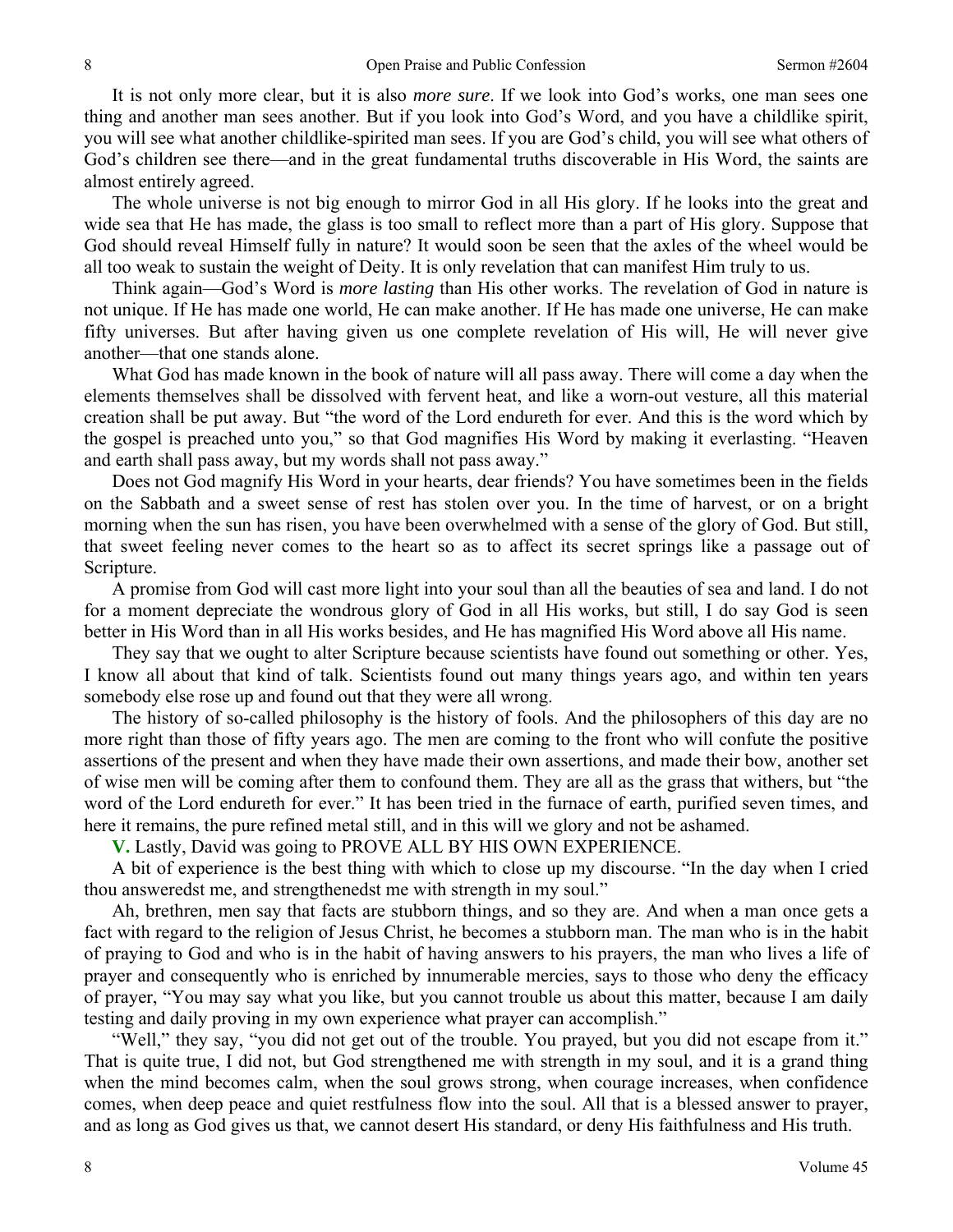It is not only more clear, but it is also *more sure*. If we look into God's works, one man sees one thing and another man sees another. But if you look into God's Word, and you have a childlike spirit, you will see what another childlike-spirited man sees. If you are God's child, you will see what others of God's children see there—and in the great fundamental truths discoverable in His Word, the saints are almost entirely agreed.

The whole universe is not big enough to mirror God in all His glory. If he looks into the great and wide sea that He has made, the glass is too small to reflect more than a part of His glory. Suppose that God should reveal Himself fully in nature? It would soon be seen that the axles of the wheel would be all too weak to sustain the weight of Deity. It is only revelation that can manifest Him truly to us.

Think again—God's Word is *more lasting* than His other works. The revelation of God in nature is not unique. If He has made one world, He can make another. If He has made one universe, He can make fifty universes. But after having given us one complete revelation of His will, He will never give another—that one stands alone.

What God has made known in the book of nature will all pass away. There will come a day when the elements themselves shall be dissolved with fervent heat, and like a worn-out vesture, all this material creation shall be put away. But "the word of the Lord endureth for ever. And this is the word which by the gospel is preached unto you," so that God magnifies His Word by making it everlasting. "Heaven and earth shall pass away, but my words shall not pass away."

Does not God magnify His Word in your hearts, dear friends? You have sometimes been in the fields on the Sabbath and a sweet sense of rest has stolen over you. In the time of harvest, or on a bright morning when the sun has risen, you have been overwhelmed with a sense of the glory of God. But still, that sweet feeling never comes to the heart so as to affect its secret springs like a passage out of Scripture.

A promise from God will cast more light into your soul than all the beauties of sea and land. I do not for a moment depreciate the wondrous glory of God in all His works, but still, I do say God is seen better in His Word than in all His works besides, and He has magnified His Word above all His name.

They say that we ought to alter Scripture because scientists have found out something or other. Yes, I know all about that kind of talk. Scientists found out many things years ago, and within ten years somebody else rose up and found out that they were all wrong.

The history of so-called philosophy is the history of fools. And the philosophers of this day are no more right than those of fifty years ago. The men are coming to the front who will confute the positive assertions of the present and when they have made their own assertions, and made their bow, another set of wise men will be coming after them to confound them. They are all as the grass that withers, but "the word of the Lord endureth for ever." It has been tried in the furnace of earth, purified seven times, and here it remains, the pure refined metal still, and in this will we glory and not be ashamed.

**V.** Lastly, David was going to PROVE ALL BY HIS OWN EXPERIENCE.

A bit of experience is the best thing with which to close up my discourse. "In the day when I cried thou answeredst me, and strengthenedst me with strength in my soul."

Ah, brethren, men say that facts are stubborn things, and so they are. And when a man once gets a fact with regard to the religion of Jesus Christ, he becomes a stubborn man. The man who is in the habit of praying to God and who is in the habit of having answers to his prayers, the man who lives a life of prayer and consequently who is enriched by innumerable mercies, says to those who deny the efficacy of prayer, "You may say what you like, but you cannot trouble us about this matter, because I am daily testing and daily proving in my own experience what prayer can accomplish."

"Well," they say, "you did not get out of the trouble. You prayed, but you did not escape from it." That is quite true, I did not, but God strengthened me with strength in my soul, and it is a grand thing when the mind becomes calm, when the soul grows strong, when courage increases, when confidence comes, when deep peace and quiet restfulness flow into the soul. All that is a blessed answer to prayer, and as long as God gives us that, we cannot desert His standard, or deny His faithfulness and His truth.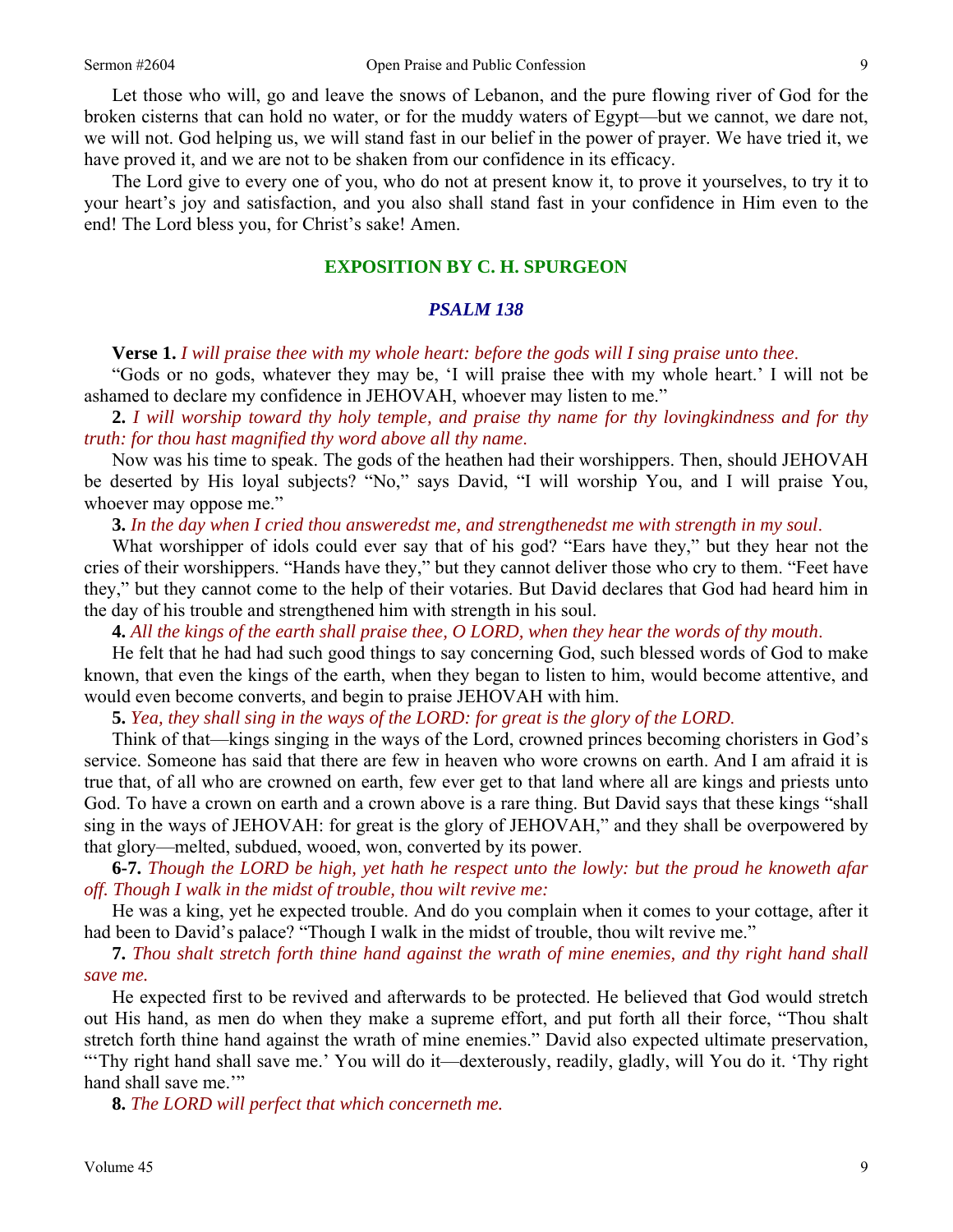Let those who will, go and leave the snows of Lebanon, and the pure flowing river of God for the broken cisterns that can hold no water, or for the muddy waters of Egypt—but we cannot, we dare not, we will not. God helping us, we will stand fast in our belief in the power of prayer. We have tried it, we have proved it, and we are not to be shaken from our confidence in its efficacy.

The Lord give to every one of you, who do not at present know it, to prove it yourselves, to try it to your heart's joy and satisfaction, and you also shall stand fast in your confidence in Him even to the end! The Lord bless you, for Christ's sake! Amen.

## EXPOSITION BY C. H. SPURGEON

### *PSALM 138*

**Verse 1.** *I will praise thee with my whole heart: before the gods will I sing praise unto thee.*

"Gods or no gods, whatever they may be, 'I will praise thee with my whole heart.' I will not be ashamed to declare my confidence in JEHOVAH, whoever may listen to me."

**2.** *I will worship toward thy holy temple, and praise thy name for thy lovingkindness and for thy truth: for thou hast magnified thy word above all thy name.*

Now was his time to speak. The gods of the heathen had their worshippers. Then, should JEHOVAH be deserted by His loyal subjects? "No," says David, "I will worship You, and I will praise You, whoever may oppose me."

**3.** *In the day when I cried thou answeredst me, and strengthenedst me with strength in my soul.*

What worshipper of idols could ever say that of his god? "Ears have they," but they hear not the cries of their worshippers. "Hands have they," but they cannot deliver those who cry to them. "Feet have they," but they cannot come to the help of their votaries. But David declares that God had heard him in the day of his trouble and strengthened him with strength in his soul.

**4.** *All the kings of the earth shall praise thee, O LORD, when they hear the words of thy mouth.*

He felt that he had had such good things to say concerning God, such blessed words of God to make known, that even the kings of the earth, when they began to listen to him, would become attentive, and would even become converts, and begin to praise JEHOVAH with him.

**5.** *Yea, they shall sing in the ways of the LORD: for great is the glory of the LORD.*

Think of that—kings singing in the ways of the Lord, crowned princes becoming choristers in God's service. Someone has said that there are few in heaven who wore crowns on earth. And I am afraid it is true that, of all who are crowned on earth, few ever get to that land where all are kings and priests unto God. To have a crown on earth and a crown above is a rare thing. But David says that these kings "shall sing in the ways of JEHOVAH: for great is the glory of JEHOVAH," and they shall be overpowered by that glory—melted, subdued, wooed, won, converted by its power.

**6-7.** *Though the LORD be high, yet hath he respect unto the lowly: but the proud he knoweth afar off. Though I walk in the midst of trouble, thou wilt revive me:*

He was a king, yet he expected trouble. And do you complain when it comes to your cottage, after it had been to David's palace? "Though I walk in the midst of trouble, thou wilt revive me."

**7.** *Thou shalt stretch forth thine hand against the wrath of mine enemies, and thy right hand shall save me.*

He expected first to be revived and afterwards to be protected. He believed that God would stretch out His hand, as men do when they make a supreme effort, and put forth all their force, "Thou shalt stretch forth thine hand against the wrath of mine enemies." David also expected ultimate preservation, "'Thy right hand shall save me.' You will do it—dexterously, readily, gladly, will You do it. 'Thy right hand shall save me.'"

**8.** *The LORD will perfect that which concerneth me.*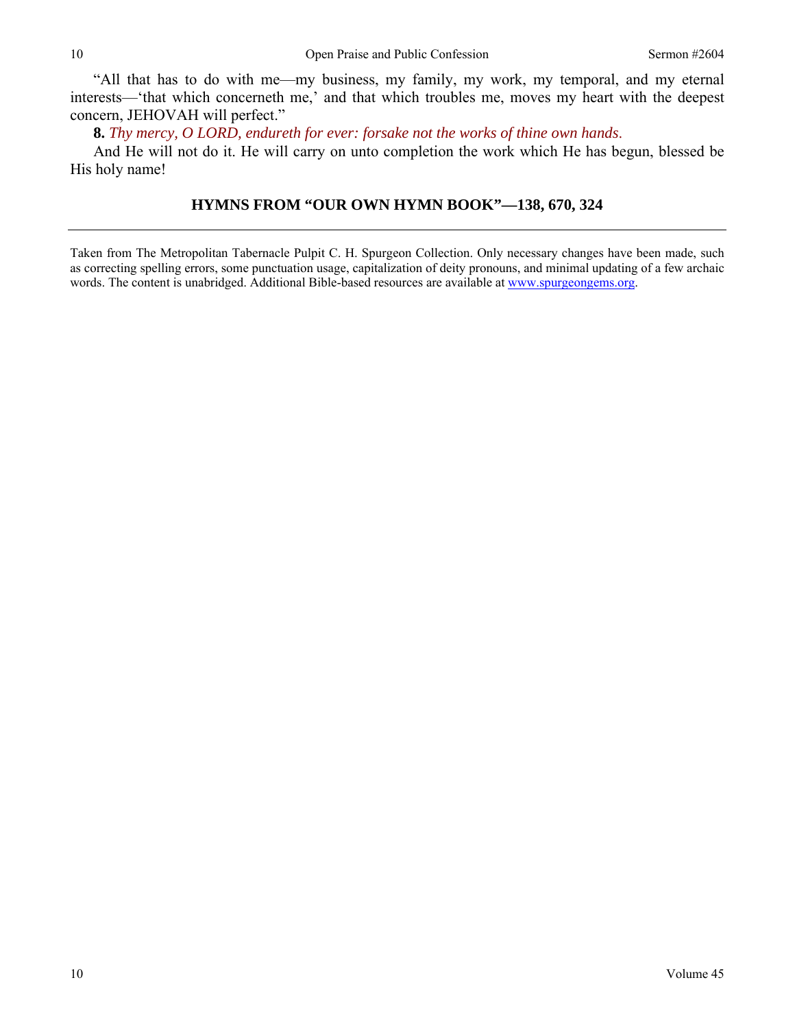"All that has to do with me—my business, my family, my work, my temporal, and my eternal interests—'that which concerneth me,' and that which troubles me, moves my heart with the deepest concern, JEHOVAH will perfect."

**8.** *Thy mercy, O LORD, endureth for ever: forsake not the works of thine own hands.*

And He will not do it. He will carry on unto completion the work which He has begun, blessed be His holy name!

### HYMNS FROM "OUR OWN HYMN BOOK"—138, 670, 324

---

Taken from The Metropolitan Tabernacle Pulpit C. H. Spurgeon Collection. Only necessary changes have been made, such as correcting spelling errors, some punctuation usage, capitalization of deity pronouns, and minimal updating of a few archaic words. The content is unabridged. Additional Bible-based resources are available at www.spurgeongems.org.